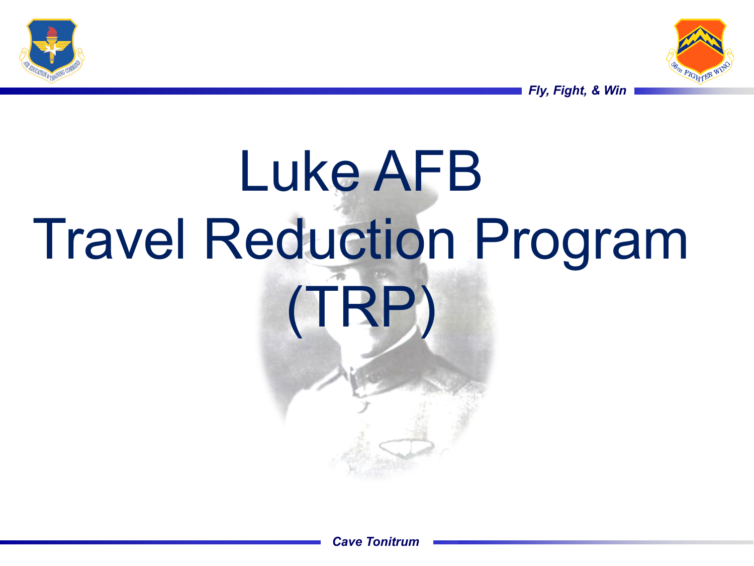# Luke AFB Travel Reduction Program (TRP)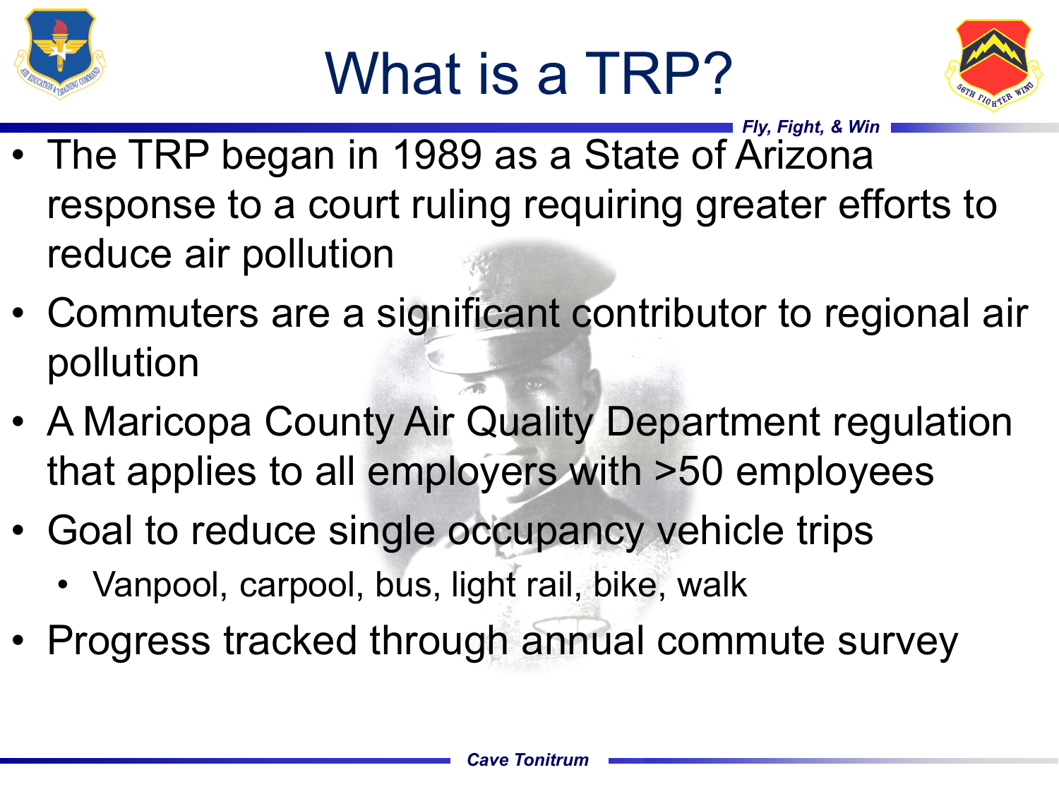# What is a TRP?

- The TRP began in 1989 as a State of Arizona response to a court ruling requiring greater efforts to reduce air pollution
- Commuters are a significant contributor to regional air pollution
- A Maricopa County Air Quality Department regulation that applies to all employers with >50 employees
- Goal to reduce single occupancy vehicle trips
  - Vanpool, carpool, bus, light rail, bike, walk
- Progress tracked through annual commute survey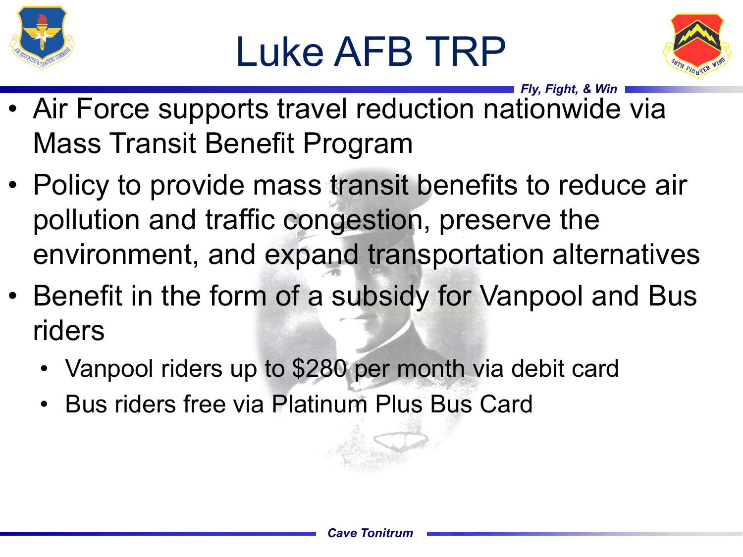# Luke AFB TRP

- Air Force supports travel reduction nationwide via Mass Transit Benefit Program
- Policy to provide mass transit benefits to reduce air pollution and traffic congestion, preserve the environment, and expand transportation alternatives
- Benefit in the form of a subsidy for Vanpool and Bus riders
  - Vanpool riders up to $280 per month via debit card
  - Bus riders free via Platinum Plus Bus Card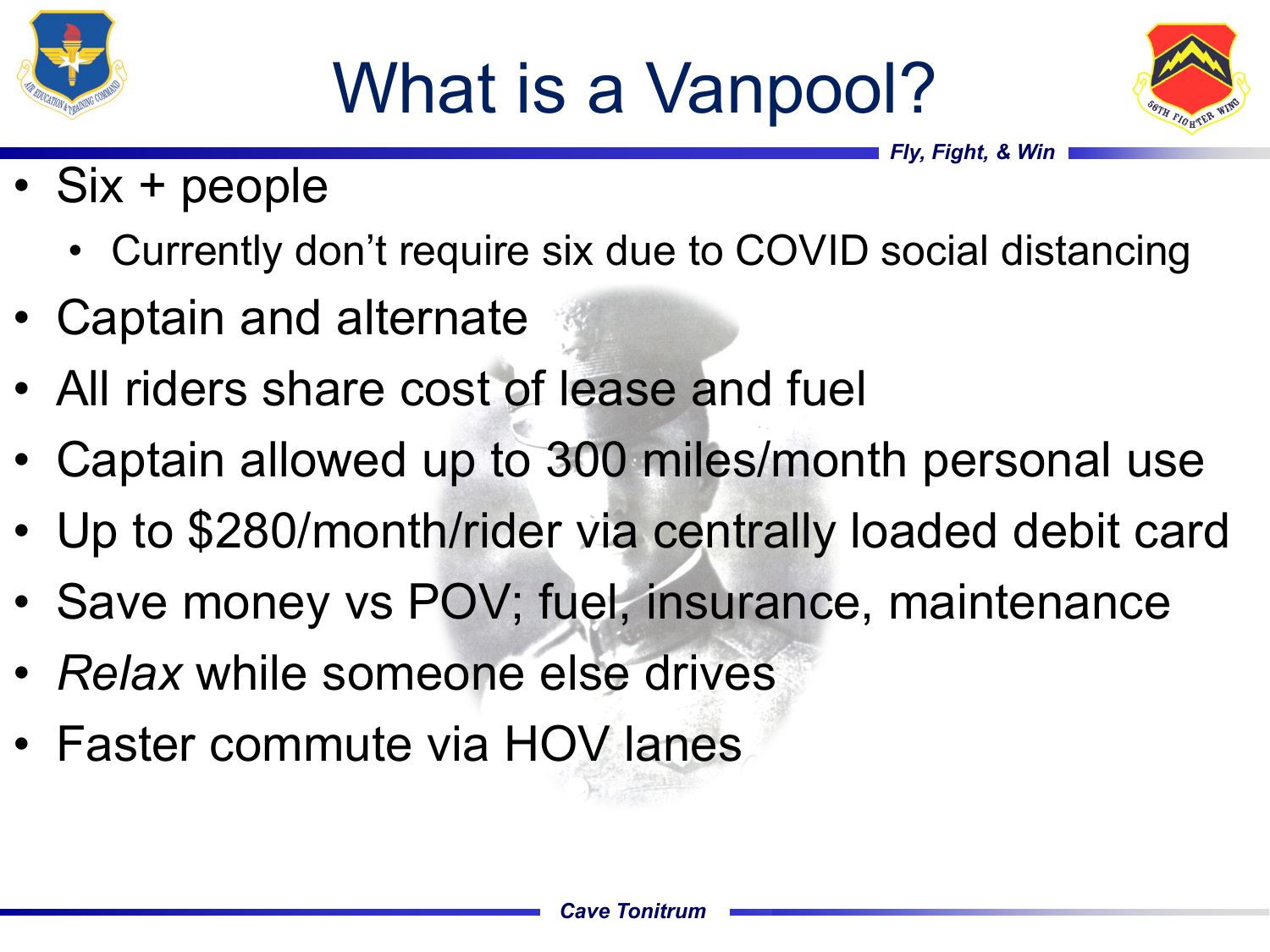# What is a Vanpool?

- Six + people
  - Currently don't require six due to COVID social distancing
- Captain and alternate
- All riders share cost of lease and fuel
- Captain allowed up to 300 miles/month personal use
- Up to $280/month/rider via centrally loaded debit card
- Save money vs POV; fuel, insurance, maintenance
- *Relax* while someone else drives
- Faster commute via HOV lanes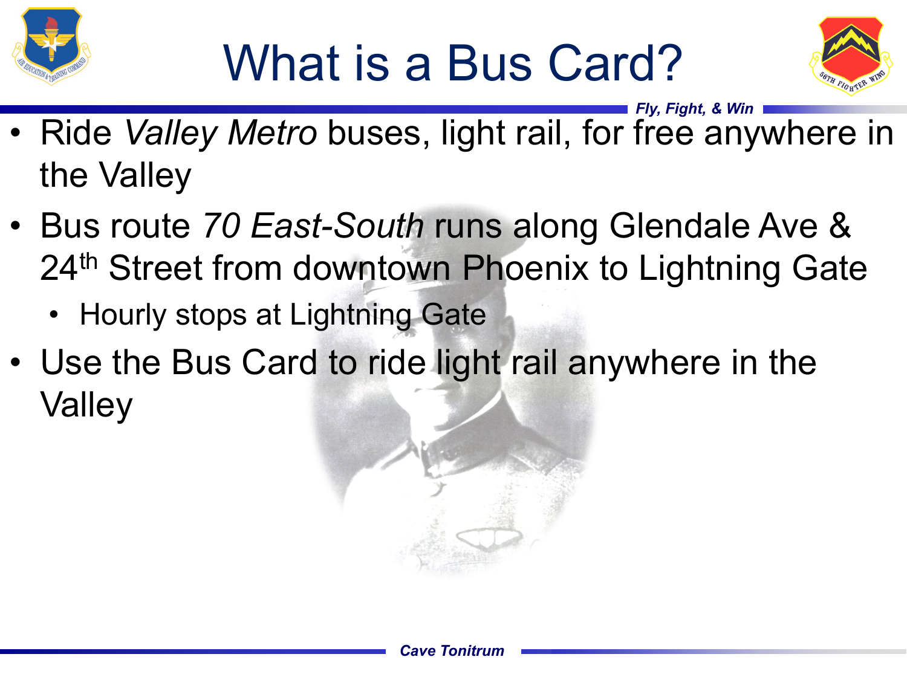# What is a Bus Card?

- Ride *Valley Metro* buses, light rail, for free anywhere in the Valley
- Bus route *70 East-South* runs along Glendale Ave & 24th Street from downtown Phoenix to Lightning Gate
  - Hourly stops at Lightning Gate
- Use the Bus Card to ride light rail anywhere in the Valley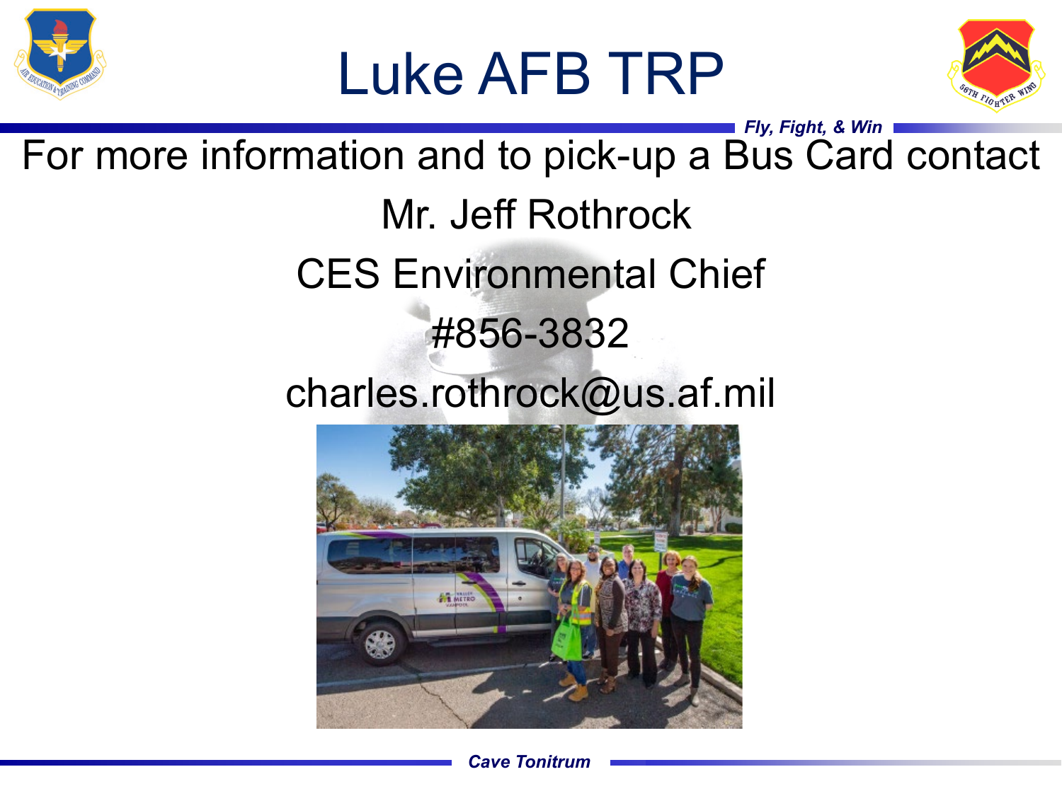# Luke AFB TRP

For more information and to pick-up a Bus Card contact

Mr. Jeff Rothrock

CES Environmental Chief

#856-3832

charles.rothrock@us.af.mil